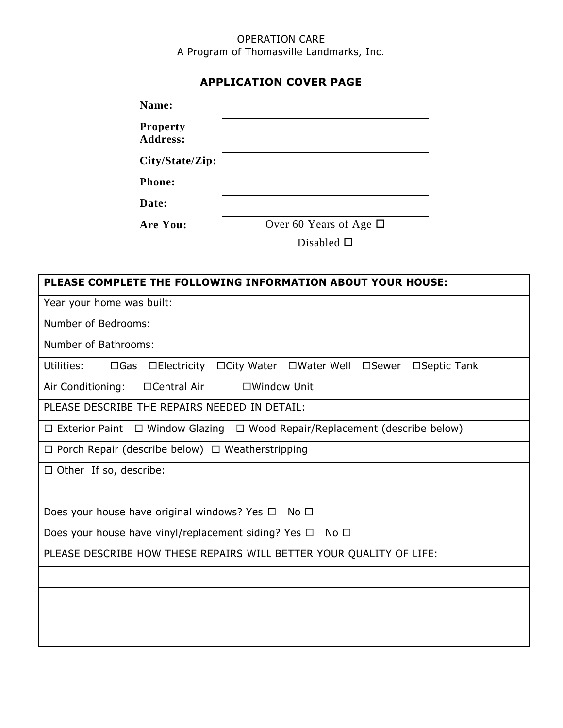OPERATION CARE
A Program of Thomasville Landmarks, Inc.

## APPLICATION COVER PAGE

**Name:** \_\_\_\_\_\_\_\_\_\_\_\_\_\_\_\_\_\_\_\_\_\_\_\_\_\_\_\_\_\_\_\_

**Property Address:** \_\_\_\_\_\_\_\_\_\_\_\_\_\_\_\_\_\_\_\_\_\_\_\_\_\_\_\_\_\_\_\_

**City/State/Zip:** \_\_\_\_\_\_\_\_\_\_\_\_\_\_\_\_\_\_\_\_\_\_\_\_\_\_\_\_\_\_\_\_

**Phone:** \_\_\_\_\_\_\_\_\_\_\_\_\_\_\_\_\_\_\_\_\_\_\_\_\_\_\_\_\_\_\_\_

**Date:** \_\_\_\_\_\_\_\_\_\_\_\_\_\_\_\_\_\_\_\_\_\_\_\_\_\_\_\_\_\_\_\_

**Are You:** Over 60 Years of Age ☐ Disabled ☐

| PLEASE COMPLETE THE FOLLOWING INFORMATION ABOUT YOUR HOUSE: |
|---|
| Year your home was built: |
| Number of Bedrooms: |
| Number of Bathrooms: |
| Utilities: ☐Gas ☐Electricity ☐City Water ☐Water Well ☐Sewer ☐Septic Tank |
| Air Conditioning: ☐Central Air ☐Window Unit |
| PLEASE DESCRIBE THE REPAIRS NEEDED IN DETAIL: |
| ☐ Exterior Paint ☐ Window Glazing ☐ Wood Repair/Replacement (describe below) |
| ☐ Porch Repair (describe below) ☐ Weatherstripping |
| ☐ Other If so, describe: |
| |
| Does your house have original windows? Yes ☐ No ☐ |
| Does your house have vinyl/replacement siding? Yes ☐ No ☐ |
| PLEASE DESCRIBE HOW THESE REPAIRS WILL BETTER YOUR QUALITY OF LIFE: |
| |
| |
| |
| |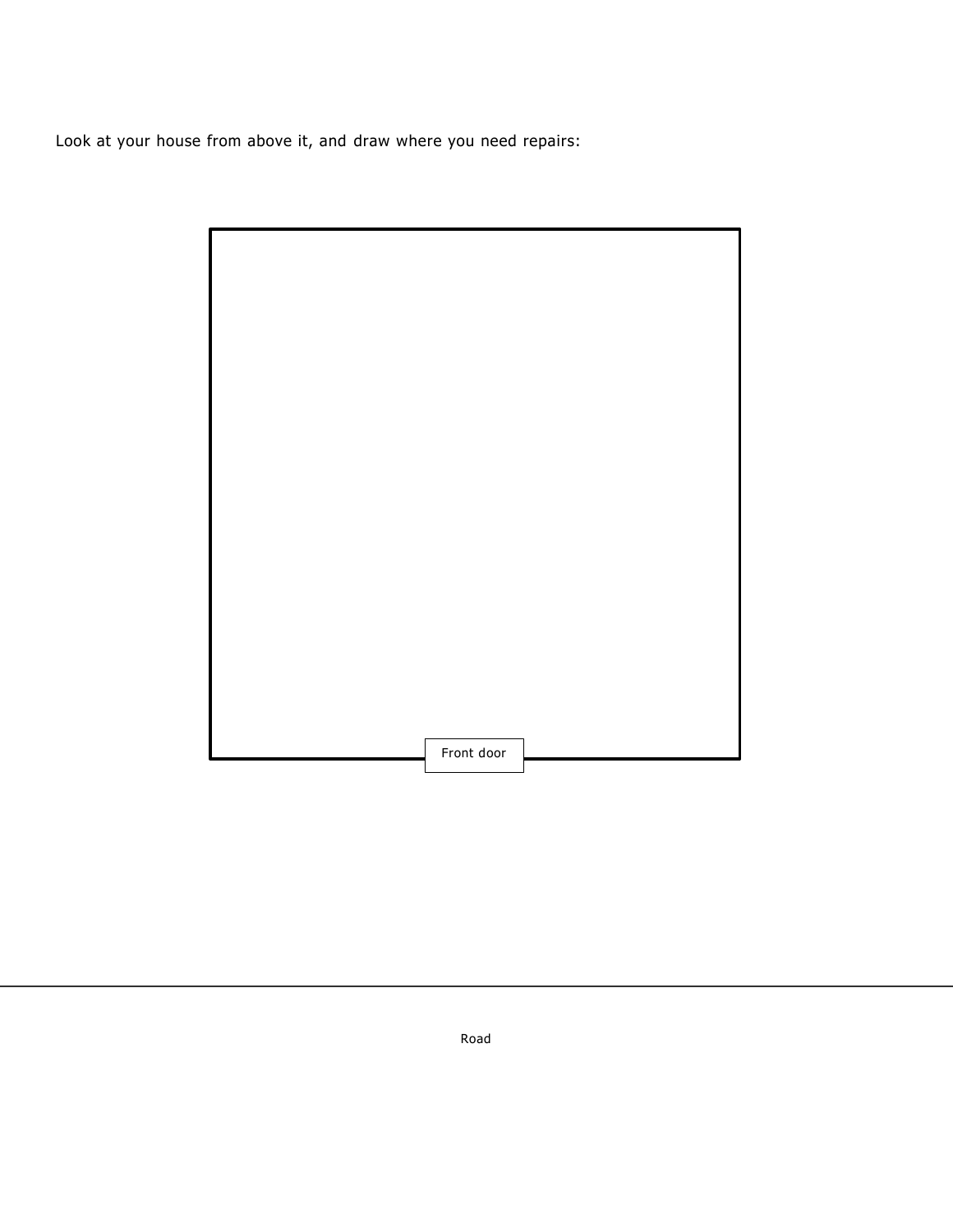Look at your house from above it, and draw where you need repairs:

Front door

Road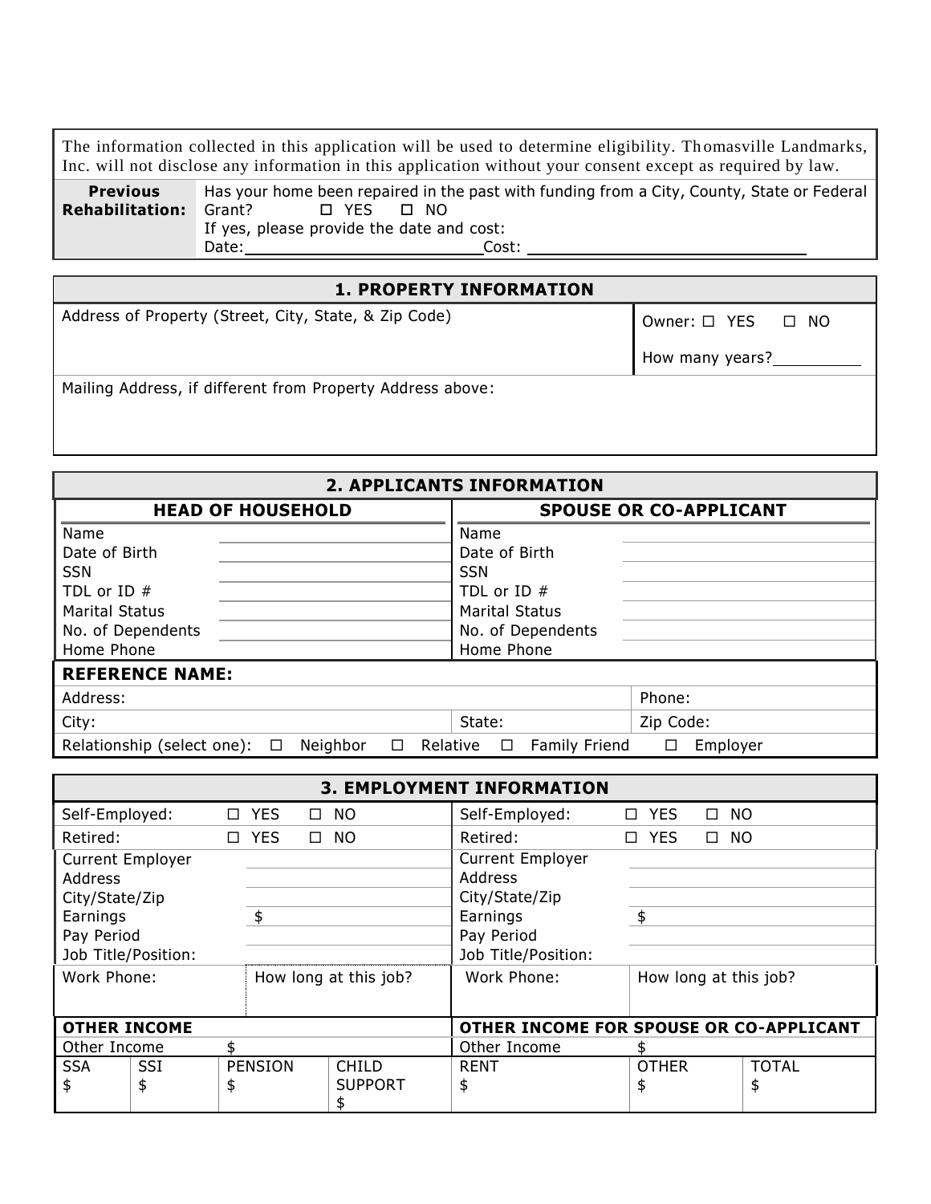The information collected in this application will be used to determine eligibility. Thomasville Landmarks, Inc. will not disclose any information in this application without your consent except as required by law.

| **Previous Rehabilitation:** | Has your home been repaired in the past with funding from a City, County, State or Federal Grant? ☐ YES ☐ NO<br>If yes, please provide the date and cost:<br>Date: \_\_\_\_\_\_\_\_\_\_\_\_\_\_\_\_\_\_\_\_ Cost: \_\_\_\_\_\_\_\_\_\_\_\_\_\_\_\_\_\_\_\_ |
|---|---|

## 1. PROPERTY INFORMATION

| Address of Property (Street, City, State, & Zip Code) | Owner: ☐ YES ☐ NO<br>How many years? \_\_\_\_\_\_\_\_ |
|---|---|
| Mailing Address, if different from Property Address above: | |

## 2. APPLICANTS INFORMATION

| HEAD OF HOUSEHOLD | | SPOUSE OR CO-APPLICANT | |
|---|---|---|---|
| Name | | Name | |
| Date of Birth | | Date of Birth | |
| SSN | | SSN | |
| TDL or ID # | | TDL or ID # | |
| Marital Status | | Marital Status | |
| No. of Dependents | | No. of Dependents | |
| Home Phone | | Home Phone | |

**REFERENCE NAME:**

| Address: | | Phone: |
|---|---|---|
| City: | State: | Zip Code: |

Relationship (select one): ☐ Neighbor ☐ Relative ☐ Family Friend ☐ Employer

## 3. EMPLOYMENT INFORMATION

| Self-Employed: | ☐ YES ☐ NO | Self-Employed: | ☐ YES ☐ NO |
|---|---|---|---|
| Retired: | ☐ YES ☐ NO | Retired: | ☐ YES ☐ NO |
| Current Employer | | Current Employer | |
| Address | | Address | |
| City/State/Zip | | City/State/Zip | |
| Earnings | $ | Earnings | $ |
| Pay Period | | Pay Period | |
| Job Title/Position: | | Job Title/Position: | |
| Work Phone: | How long at this job? | Work Phone: | How long at this job? |

| **OTHER INCOME** | | | | **OTHER INCOME FOR SPOUSE OR CO-APPLICANT** | | |
|---|---|---|---|---|---|---|
| Other Income | | $ | | Other Income | $ | |
| SSA<br>$ | SSI<br>$ | PENSION<br>$ | CHILD SUPPORT<br>$ | RENT<br>$ | OTHER<br>$ | TOTAL<br>$ |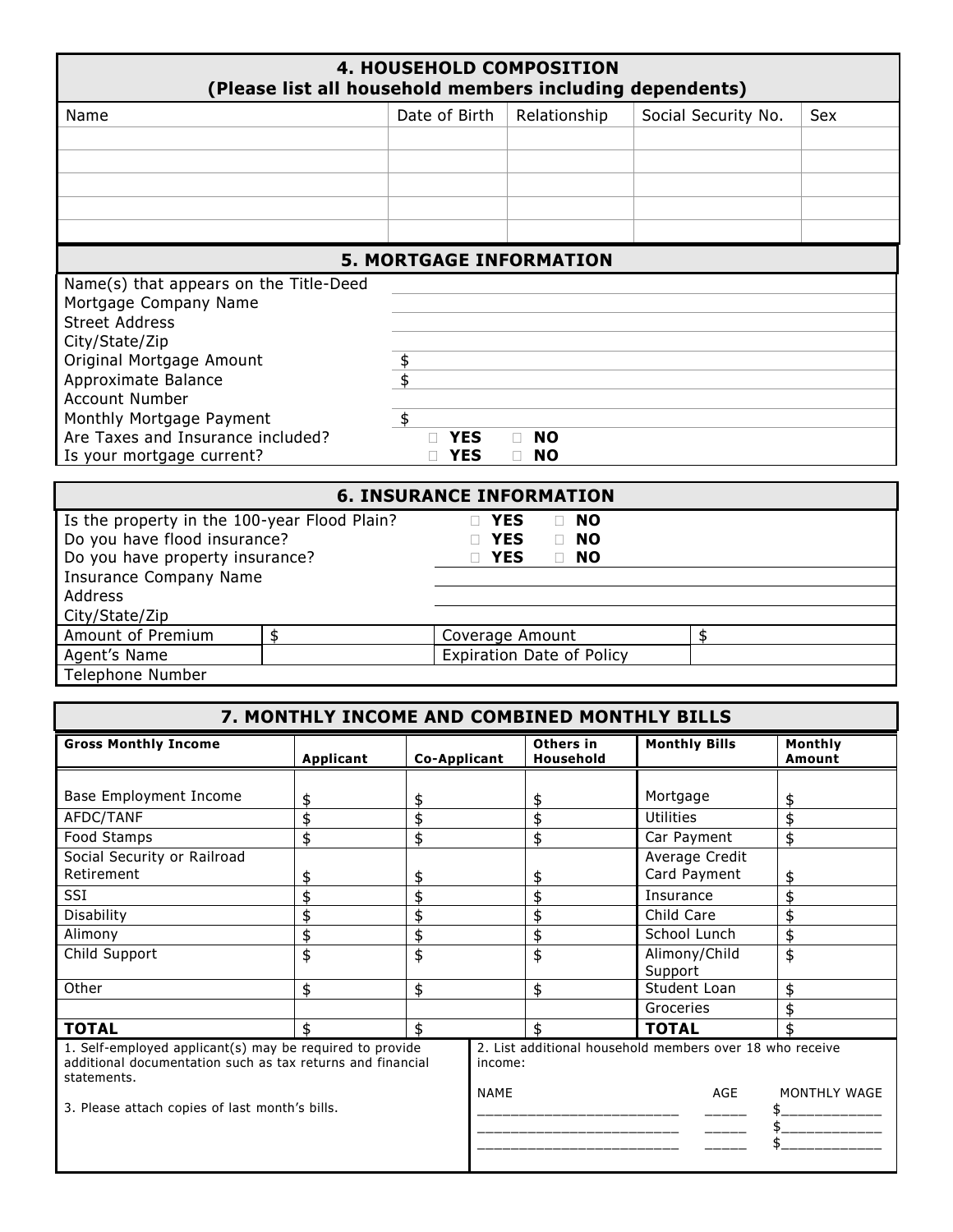## 4. HOUSEHOLD COMPOSITION
**(Please list all household members including dependents)**

| Name | Date of Birth | Relationship | Social Security No. | Sex |
|---|---|---|---|---|
| | | | | |
| | | | | |
| | | | | |
| | | | | |
| | | | | |

## 5. MORTGAGE INFORMATION

| | |
|---|---|
| Name(s) that appears on the Title-Deed | |
| Mortgage Company Name | |
| Street Address | |
| City/State/Zip | |
| Original Mortgage Amount | $ |
| Approximate Balance | $ |
| Account Number | |
| Monthly Mortgage Payment | $ |
| Are Taxes and Insurance included? | ☐ **YES** ☐ **NO** |
| Is your mortgage current? | ☐ **YES** ☐ **NO** |

## 6. INSURANCE INFORMATION

| | |
|---|---|
| Is the property in the 100-year Flood Plain? | ☐ **YES** ☐ **NO** |
| Do you have flood insurance? | ☐ **YES** ☐ **NO** |
| Do you have property insurance? | ☐ **YES** ☐ **NO** |
| Insurance Company Name | |
| Address | |
| City/State/Zip | |

| | | | |
|---|---|---|---|
| Amount of Premium | $ | Coverage Amount | $ |
| Agent's Name | | Expiration Date of Policy | |
| Telephone Number | | | |

## 7. MONTHLY INCOME AND COMBINED MONTHLY BILLS

| **Gross Monthly Income** | **Applicant** | **Co-Applicant** | **Others in Household** | **Monthly Bills** | **Monthly Amount** |
|---|---|---|---|---|---|
| Base Employment Income | $ | $ | $ | Mortgage | $ |
| AFDC/TANF | $ | $ | $ | Utilities | $ |
| Food Stamps | $ | $ | $ | Car Payment | $ |
| Social Security or Railroad Retirement | $ | $ | $ | Average Credit Card Payment | $ |
| SSI | $ | $ | $ | Insurance | $ |
| Disability | $ | $ | $ | Child Care | $ |
| Alimony | $ | $ | $ | School Lunch | $ |
| Child Support | $ | $ | $ | Alimony/Child Support | $ |
| Other | $ | $ | $ | Student Loan | $ |
| | | | | Groceries | $ |
| **TOTAL** | $ | $ | $ | **TOTAL** | $ |

1. Self-employed applicant(s) may be required to provide additional documentation such as tax returns and financial statements.

3. Please attach copies of last month's bills.

2. List additional household members over 18 who receive income:

| NAME | AGE | MONTHLY WAGE |
|---|---|---|
| ________________________ | _____ | $____________ |
| ________________________ | _____ | $____________ |
| ________________________ | _____ | $____________ |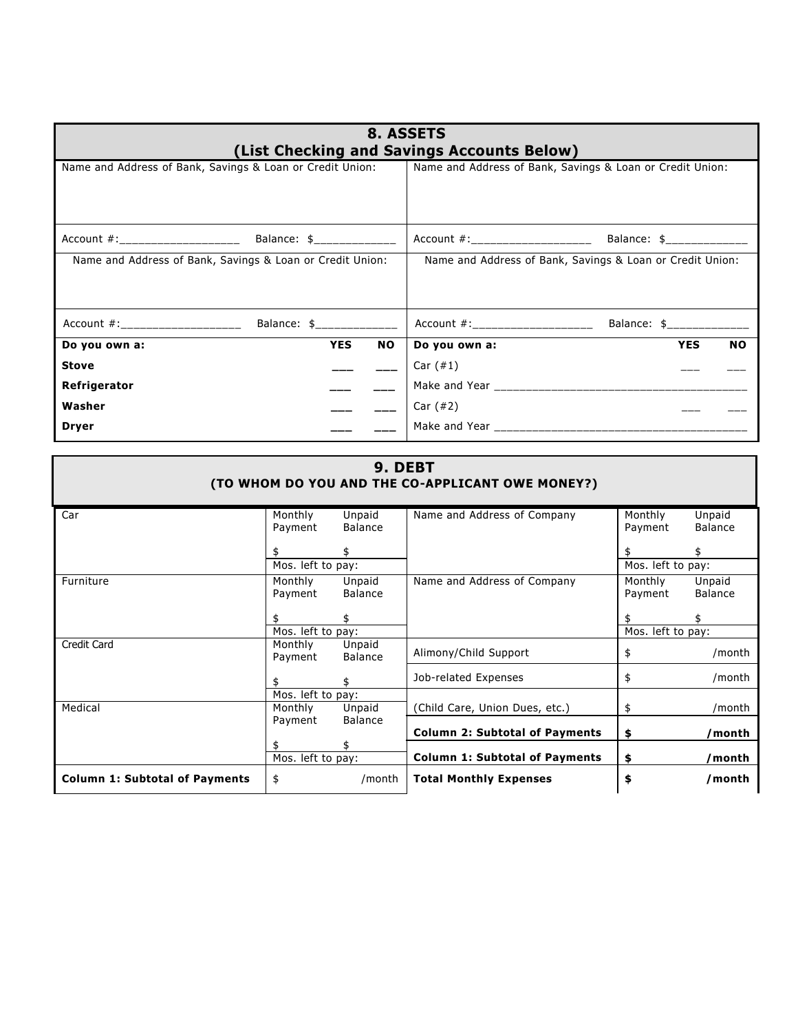## 8. ASSETS
## (List Checking and Savings Accounts Below)

| Name and Address of Bank, Savings & Loan or Credit Union: | Name and Address of Bank, Savings & Loan or Credit Union: |
|---|---|
| Account #:__________________ Balance: $____________ | Account #:__________________ Balance: $____________ |
| Name and Address of Bank, Savings & Loan or Credit Union: | Name and Address of Bank, Savings & Loan or Credit Union: |
| Account #:__________________ Balance: $____________ | Account #:__________________ Balance: $____________ |

| **Do you own a:** | **YES** | **NO** | **Do you own a:** | **YES** | **NO** |
|---|---|---|---|---|---|
| **Stove** | ___ | ___ | Car (#1) | ___ | ___ |
| **Refrigerator** | ___ | ___ | Make and Year ______________________________________ | | |
| **Washer** | ___ | ___ | Car (#2) | ___ | ___ |
| **Dryer** | ___ | ___ | Make and Year ______________________________________ | | |

## 9. DEBT
## (TO WHOM DO YOU AND THE CO-APPLICANT OWE MONEY?)

| | Monthly Payment | Unpaid Balance | | Monthly Payment | Unpaid Balance |
|---|---|---|---|---|---|
| Car | $ | $ | Name and Address of Company | $ | $ |
| | Mos. left to pay: | | | Mos. left to pay: | |
| Furniture | $ | $ | Name and Address of Company | $ | $ |
| | Mos. left to pay: | | | Mos. left to pay: | |
| Credit Card | $ | $ | Alimony/Child Support | $ | /month |
| | Mos. left to pay: | | Job-related Expenses | $ | /month |
| Medical | $ | $ | (Child Care, Union Dues, etc.) | $ | /month |
| | Mos. left to pay: | | **Column 2: Subtotal of Payments** | **$** | **/month** |
| | | | **Column 1: Subtotal of Payments** | **$** | **/month** |
| **Column 1: Subtotal of Payments** | $ | /month | **Total Monthly Expenses** | **$** | **/month** |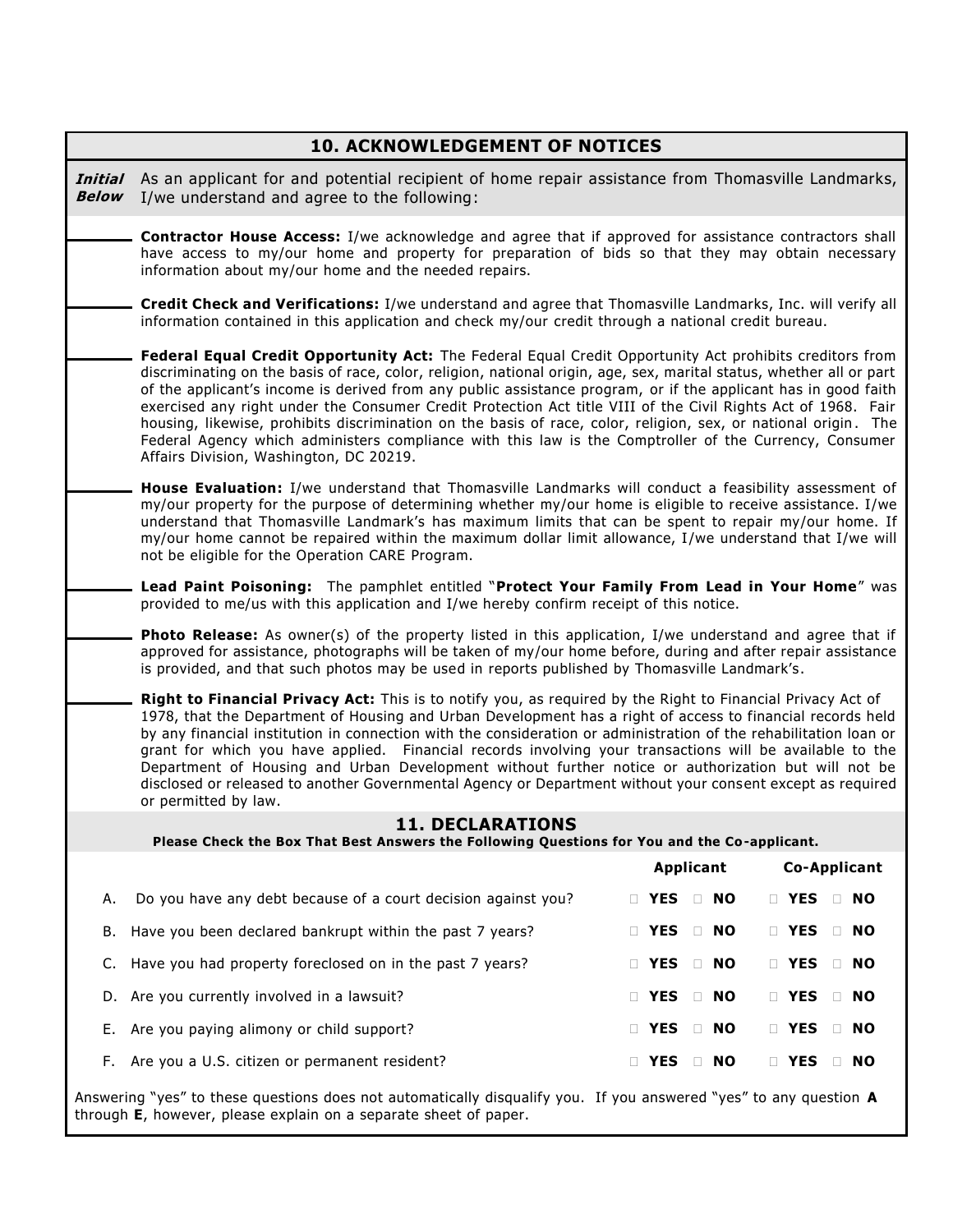## 10. ACKNOWLEDGEMENT OF NOTICES

***Initial Below*** As an applicant for and potential recipient of home repair assistance from Thomasville Landmarks, I/we understand and agree to the following:

_______ **Contractor House Access:** I/we acknowledge and agree that if approved for assistance contractors shall have access to my/our home and property for preparation of bids so that they may obtain necessary information about my/our home and the needed repairs.

_______ **Credit Check and Verifications:** I/we understand and agree that Thomasville Landmarks, Inc. will verify all information contained in this application and check my/our credit through a national credit bureau.

_______ **Federal Equal Credit Opportunity Act:** The Federal Equal Credit Opportunity Act prohibits creditors from discriminating on the basis of race, color, religion, national origin, age, sex, marital status, whether all or part of the applicant's income is derived from any public assistance program, or if the applicant has in good faith exercised any right under the Consumer Credit Protection Act title VIII of the Civil Rights Act of 1968. Fair housing, likewise, prohibits discrimination on the basis of race, color, religion, sex, or national origin. The Federal Agency which administers compliance with this law is the Comptroller of the Currency, Consumer Affairs Division, Washington, DC 20219.

_______ **House Evaluation:** I/we understand that Thomasville Landmarks will conduct a feasibility assessment of my/our property for the purpose of determining whether my/our home is eligible to receive assistance. I/we understand that Thomasville Landmark's has maximum limits that can be spent to repair my/our home. If my/our home cannot be repaired within the maximum dollar limit allowance, I/we understand that I/we will not be eligible for the Operation CARE Program.

_______ **Lead Paint Poisoning:** The pamphlet entitled "**Protect Your Family From Lead in Your Home**" was provided to me/us with this application and I/we hereby confirm receipt of this notice.

_______ **Photo Release:** As owner(s) of the property listed in this application, I/we understand and agree that if approved for assistance, photographs will be taken of my/our home before, during and after repair assistance is provided, and that such photos may be used in reports published by Thomasville Landmark's.

_______ **Right to Financial Privacy Act:** This is to notify you, as required by the Right to Financial Privacy Act of 1978, that the Department of Housing and Urban Development has a right of access to financial records held by any financial institution in connection with the consideration or administration of the rehabilitation loan or grant for which you have applied. Financial records involving your transactions will be available to the Department of Housing and Urban Development without further notice or authorization but will not be disclosed or released to another Governmental Agency or Department without your consent except as required or permitted by law.

## 11. DECLARATIONS

**Please Check the Box That Best Answers the Following Questions for You and the Co-applicant.**

| | Applicant | Co-Applicant |
|---|---|---|
| A. Do you have any debt because of a court decision against you? | ☐ **YES** ☐ **NO** | ☐ **YES** ☐ **NO** |
| B. Have you been declared bankrupt within the past 7 years? | ☐ **YES** ☐ **NO** | ☐ **YES** ☐ **NO** |
| C. Have you had property foreclosed on in the past 7 years? | ☐ **YES** ☐ **NO** | ☐ **YES** ☐ **NO** |
| D. Are you currently involved in a lawsuit? | ☐ **YES** ☐ **NO** | ☐ **YES** ☐ **NO** |
| E. Are you paying alimony or child support? | ☐ **YES** ☐ **NO** | ☐ **YES** ☐ **NO** |
| F. Are you a U.S. citizen or permanent resident? | ☐ **YES** ☐ **NO** | ☐ **YES** ☐ **NO** |

Answering "yes" to these questions does not automatically disqualify you. If you answered "yes" to any question **A** through **E**, however, please explain on a separate sheet of paper.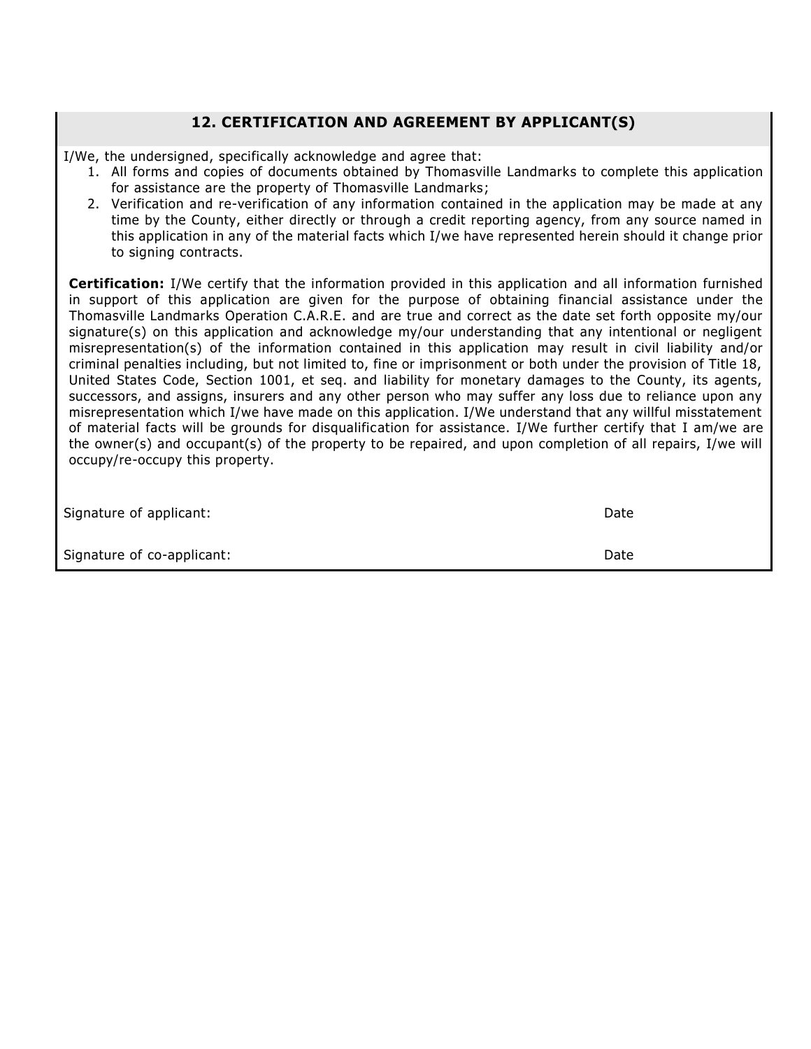## 12. CERTIFICATION AND AGREEMENT BY APPLICANT(S)

I/We, the undersigned, specifically acknowledge and agree that:

1. All forms and copies of documents obtained by Thomasville Landmarks to complete this application for assistance are the property of Thomasville Landmarks;
2. Verification and re-verification of any information contained in the application may be made at any time by the County, either directly or through a credit reporting agency, from any source named in this application in any of the material facts which I/we have represented herein should it change prior to signing contracts.

**Certification:** I/We certify that the information provided in this application and all information furnished in support of this application are given for the purpose of obtaining financial assistance under the Thomasville Landmarks Operation C.A.R.E. and are true and correct as the date set forth opposite my/our signature(s) on this application and acknowledge my/our understanding that any intentional or negligent misrepresentation(s) of the information contained in this application may result in civil liability and/or criminal penalties including, but not limited to, fine or imprisonment or both under the provision of Title 18, United States Code, Section 1001, et seq. and liability for monetary damages to the County, its agents, successors, and assigns, insurers and any other person who may suffer any loss due to reliance upon any misrepresentation which I/we have made on this application. I/We understand that any willful misstatement of material facts will be grounds for disqualification for assistance. I/We further certify that I am/we are the owner(s) and occupant(s) of the property to be repaired, and upon completion of all repairs, I/we will occupy/re-occupy this property.

Signature of applicant: Date

Signature of co-applicant: Date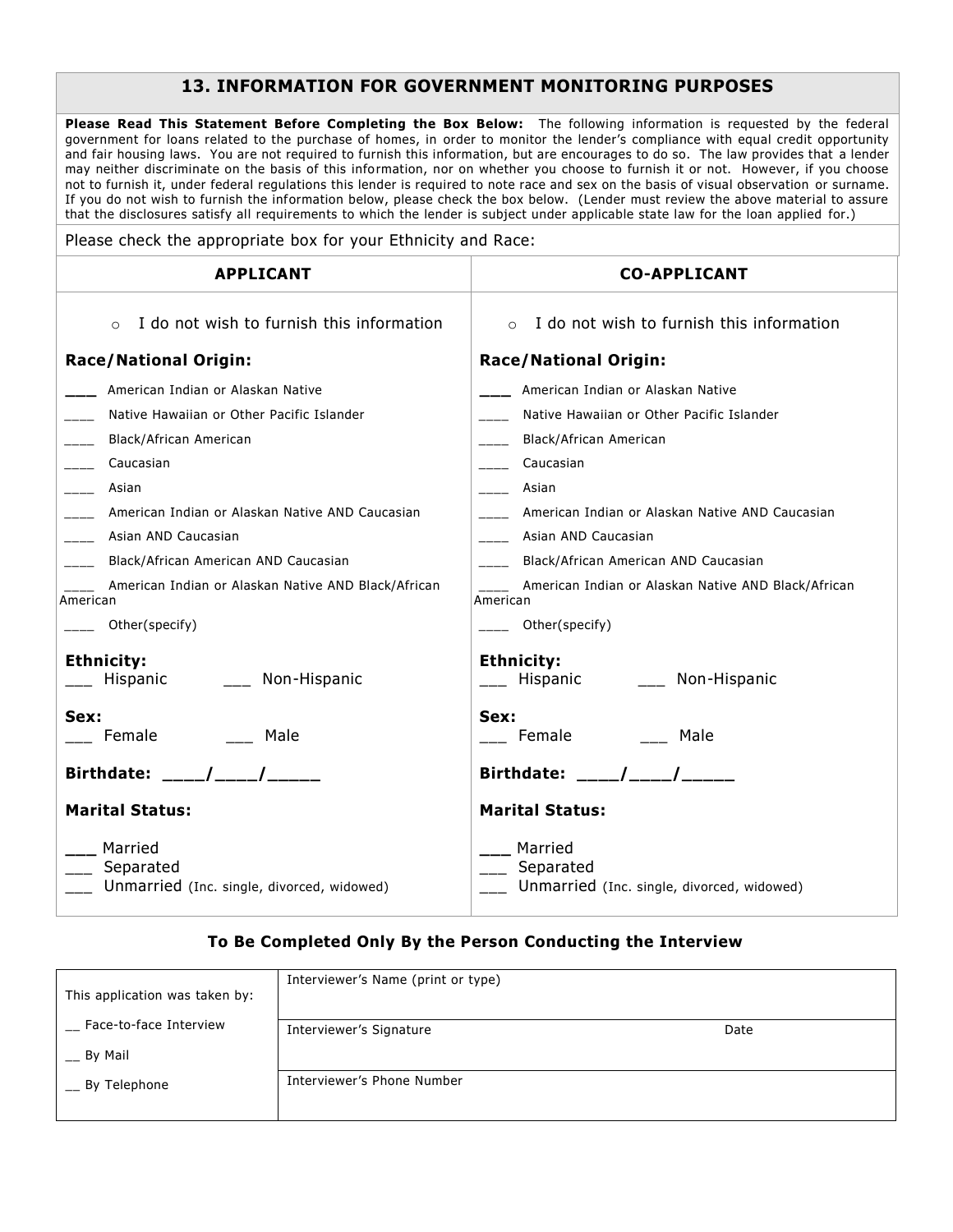## 13. INFORMATION FOR GOVERNMENT MONITORING PURPOSES

**Please Read This Statement Before Completing the Box Below:** The following information is requested by the federal government for loans related to the purchase of homes, in order to monitor the lender's compliance with equal credit opportunity and fair housing laws. You are not required to furnish this information, but are encourages to do so. The law provides that a lender may neither discriminate on the basis of this information, nor on whether you choose to furnish it or not. However, if you choose not to furnish it, under federal regulations this lender is required to note race and sex on the basis of visual observation or surname. If you do not wish to furnish the information below, please check the box below. (Lender must review the above material to assure that the disclosures satisfy all requirements to which the lender is subject under applicable state law for the loan applied for.)

Please check the appropriate box for your Ethnicity and Race:

| APPLICANT | CO-APPLICANT |
|---|---|
| ○ I do not wish to furnish this information | ○ I do not wish to furnish this information |
| **Race/National Origin:** | **Race/National Origin:** |
| ___ American Indian or Alaskan Native | ___ American Indian or Alaskan Native |
| ___ Native Hawaiian or Other Pacific Islander | ___ Native Hawaiian or Other Pacific Islander |
| ___ Black/African American | ___ Black/African American |
| ___ Caucasian | ___ Caucasian |
| ___ Asian | ___ Asian |
| ___ American Indian or Alaskan Native AND Caucasian | ___ American Indian or Alaskan Native AND Caucasian |
| ___ Asian AND Caucasian | ___ Asian AND Caucasian |
| ___ Black/African American AND Caucasian | ___ Black/African American AND Caucasian |
| ___ American Indian or Alaskan Native AND Black/African American | ___ American Indian or Alaskan Native AND Black/African American |
| ___ Other(specify) | ___ Other(specify) |
| **Ethnicity:** ___ Hispanic ___ Non-Hispanic | **Ethnicity:** ___ Hispanic ___ Non-Hispanic |
| **Sex:** ___ Female ___ Male | **Sex:** ___ Female ___ Male |
| **Birthdate: ____/____/_____** | **Birthdate: ____/____/_____** |
| **Marital Status:** | **Marital Status:** |
| ___ Married | ___ Married |
| ___ Separated | ___ Separated |
| ___ Unmarried (Inc. single, divorced, widowed) | ___ Unmarried (Inc. single, divorced, widowed) |

### To Be Completed Only By the Person Conducting the Interview

| | | |
|---|---|---|
| This application was taken by: | Interviewer's Name (print or type) | |
| __ Face-to-face Interview | Interviewer's Signature | Date |
| __ By Mail | | |
| __ By Telephone | Interviewer's Phone Number | |